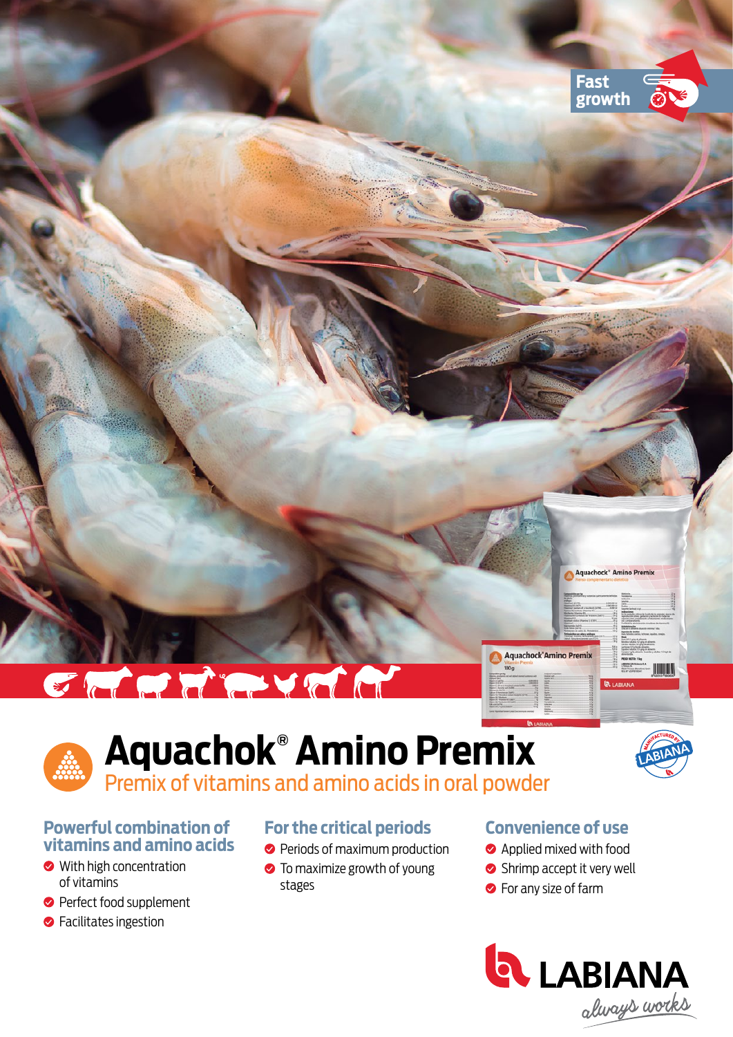Fast growth

# Aquachok® Amino Premix

## Premix of vitamins and amino acids in oral powder

### Powerful combination of vitamins and amino acids

- With high concentration of vitamins
- Perfect food supplement
- Facilitates ingestion

### For the critical periods

- Periods of maximum production
- To maximize growth of young stages

### Convenience of use

- Applied mixed with food
- Shrimp accept it very well
- For any size of farm

MANUFACTURED BY LABIANA

LABIANA *always works*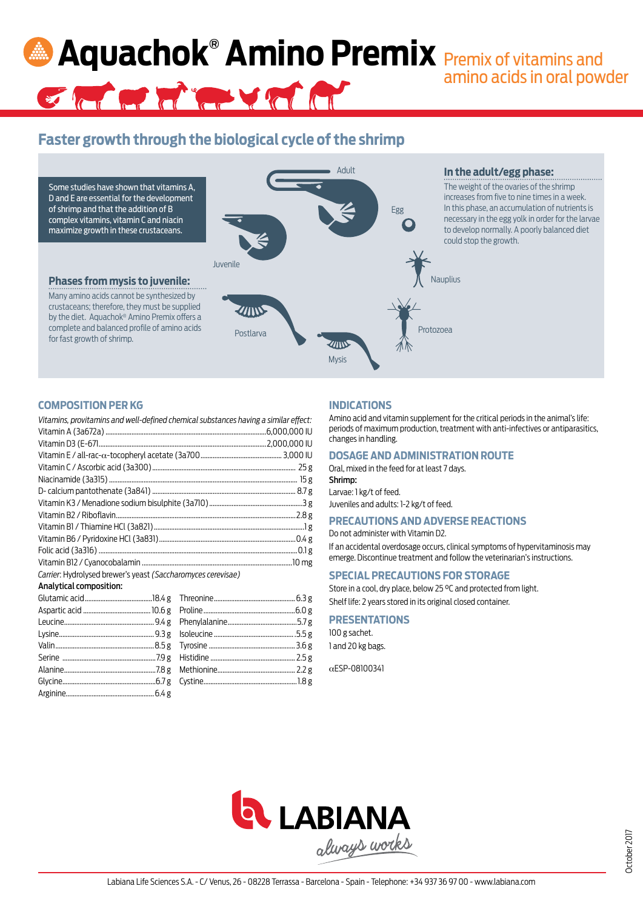# Aquachok® Amino Premix

Premix of vitamins and amino acids in oral powder

## Faster growth through the biological cycle of the shrimp

Some studies have shown that vitamins A, D and E are essential for the development of shrimp and that the addition of B complex vitamins, vitamin C and niacin maximize growth in these crustaceans.

Adult

Egg

Juvenile

Nauplius

Postlarva

Protozoea

Mysis

### In the adult/egg phase:

The weight of the ovaries of the shrimp increases from five to nine times in a week. In this phase, an accumulation of nutrients is necessary in the egg yolk in order for the larvae to develop normally. A poorly balanced diet could stop the growth.

### Phases from mysis to juvenile:

Many amino acids cannot be synthesized by crustaceans; therefore, they must be supplied by the diet. Aquachok® Amino Premix offers a complete and balanced profile of amino acids for fast growth of shrimp.

## COMPOSITION PER KG

*Vitamins, provitamins and well-defined chemical substances having a similar effect:*

| | |
|---|---|
| Vitamin A (3a672a) | 6,000,000 IU |
| Vitamin D3 (E-671 | 2,000,000 IU |
| Vitamin E / all-rac-α-tocopheryl acetate (3a700 | 3,000 IU |
| Vitamin C / Ascorbic acid (3a300) | 25 g |
| Niacinamide (3a315) | 15 g |
| D- calcium pantothenate (3a841) | 8.7 g |
| Vitamin K3 / Menadione sodium bisulphite (3a710) | 3 g |
| Vitamin B2 / Riboflavin | 2.8 g |
| Vitamin B1 / Thiamine HCl (3a821) | 1 g |
| Vitamin B6 / Pyridoxine HCl (3a831) | 0.4 g |
| Folic acid (3a316) | 0.1 g |
| Vitamin B12 / Cyanocobalamin | 10 mg |

*Carrier:* Hydrolysed brewer's yeast *(Saccharomyces cerevisae)*

**Analytical composition:**

| | | | |
|---|---|---|---|
| Glutamic acid | 18.4 g | Threonine | 6.3 g |
| Aspartic acid | 10.6 g | Proline | 6.0 g |
| Leucine | 9.4 g | Phenylalanine | 5.7 g |
| Lysine | 9.3 g | Isoleucine | 5.5 g |
| Valin | 8.5 g | Tyrosine | 3.6 g |
| Serine | 7.9 g | Histidine | 2.5 g |
| Alanine | 7.8 g | Methionine | 2.2 g |
| Glycine | 6.7 g | Cystine | 1.8 g |
| Arginine | 6.4 g | | |

## INDICATIONS

Amino acid and vitamin supplement for the critical periods in the animal's life: periods of maximum production, treatment with anti-infectives or antiparasitics, changes in handling.

## DOSAGE AND ADMINISTRATION ROUTE

Oral, mixed in the feed for at least 7 days.

**Shrimp:**

Larvae: 1 kg/t of feed.

Juveniles and adults: 1-2 kg/t of feed.

## PRECAUTIONS AND ADVERSE REACTIONS

Do not administer with Vitamin D2.

If an accidental overdosage occurs, clinical symptoms of hypervitaminosis may emerge. Discontinue treatment and follow the veterinarian's instructions.

## SPECIAL PRECAUTIONS FOR STORAGE

Store in a cool, dry place, below 25 ºC and protected from light.

Shelf life: 2 years stored in its original closed container.

## PRESENTATIONS

100 g sachet.

1 and 20 kg bags.

αESP-08100341

LABIANA always works

Labiana Life Sciences S.A. - C/ Venus, 26 - 08228 Terrassa - Barcelona - Spain - Telephone: +34 937 36 97 00 - www.labiana.com

October 2017